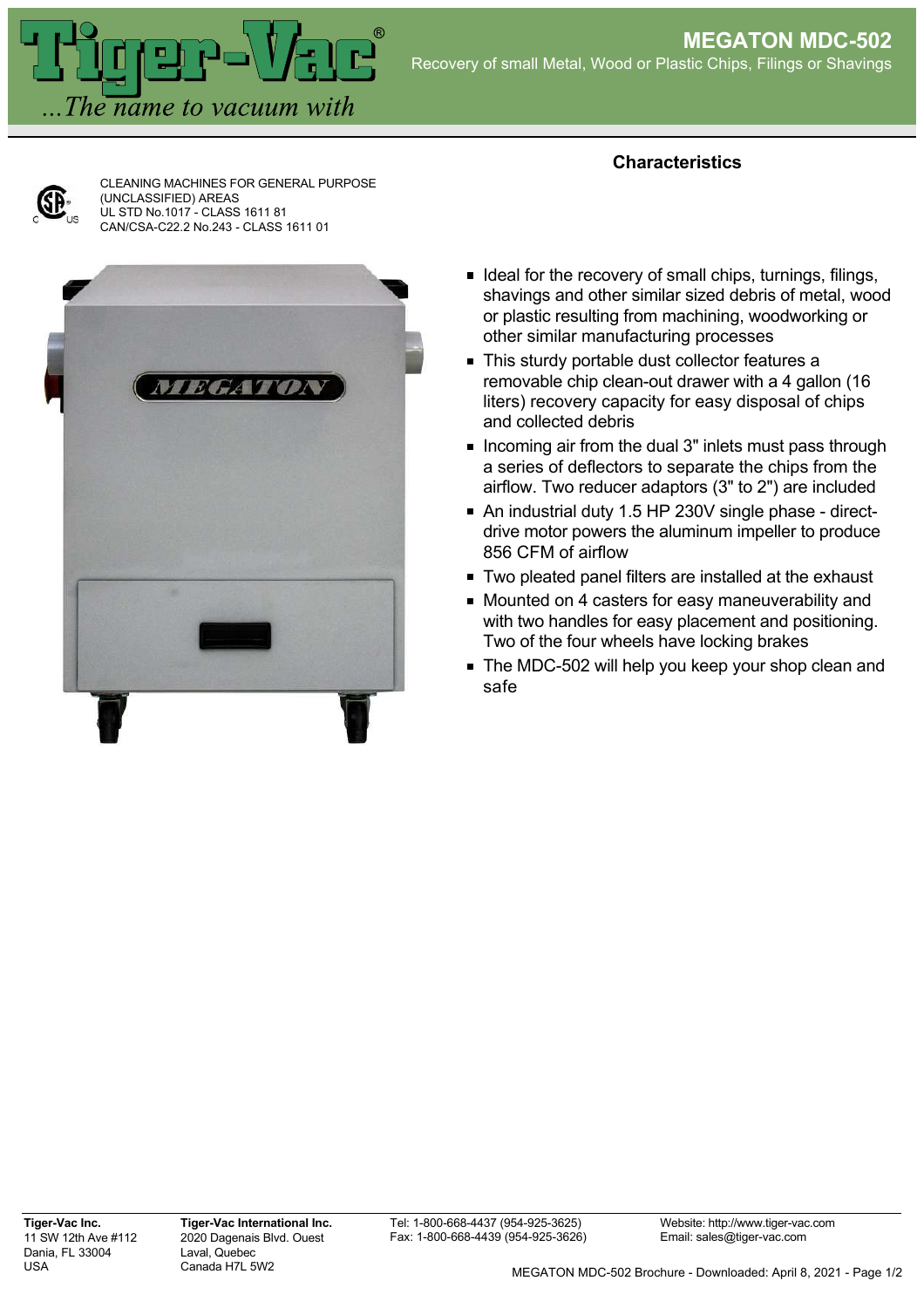# MEGATON MDC-502

Recovery of small Metal, Wood or Plastic Chips, Filings or Shavings

CLEANING MACHINES FOR GENERAL PURPOSE (UNCLASSIFIED) AREAS
UL STD No.1017 - CLASS 1611 81
CAN/CSA-C22.2 No.243 - CLASS 1611 01

## Characteristics

- Ideal for the recovery of small chips, turnings, filings, shavings and other similar sized debris of metal, wood or plastic resulting from machining, woodworking or other similar manufacturing processes
- This sturdy portable dust collector features a removable chip clean-out drawer with a 4 gallon (16 liters) recovery capacity for easy disposal of chips and collected debris
- Incoming air from the dual 3" inlets must pass through a series of deflectors to separate the chips from the airflow. Two reducer adaptors (3" to 2") are included
- An industrial duty 1.5 HP 230V single phase - direct-drive motor powers the aluminum impeller to produce 856 CFM of airflow
- Two pleated panel filters are installed at the exhaust
- Mounted on 4 casters for easy maneuverability and with two handles for easy placement and positioning. Two of the four wheels have locking brakes
- The MDC-502 will help you keep your shop clean and safe

**Tiger-Vac Inc.**
11 SW 12th Ave #112
Dania, FL 33004
USA

**Tiger-Vac International Inc.**
2020 Dagenais Blvd. Ouest
Laval, Quebec
Canada H7L 5W2

Tel: 1-800-668-4437 (954-925-3625)
Fax: 1-800-668-4439 (954-925-3626)

Website: http://www.tiger-vac.com
Email: sales@tiger-vac.com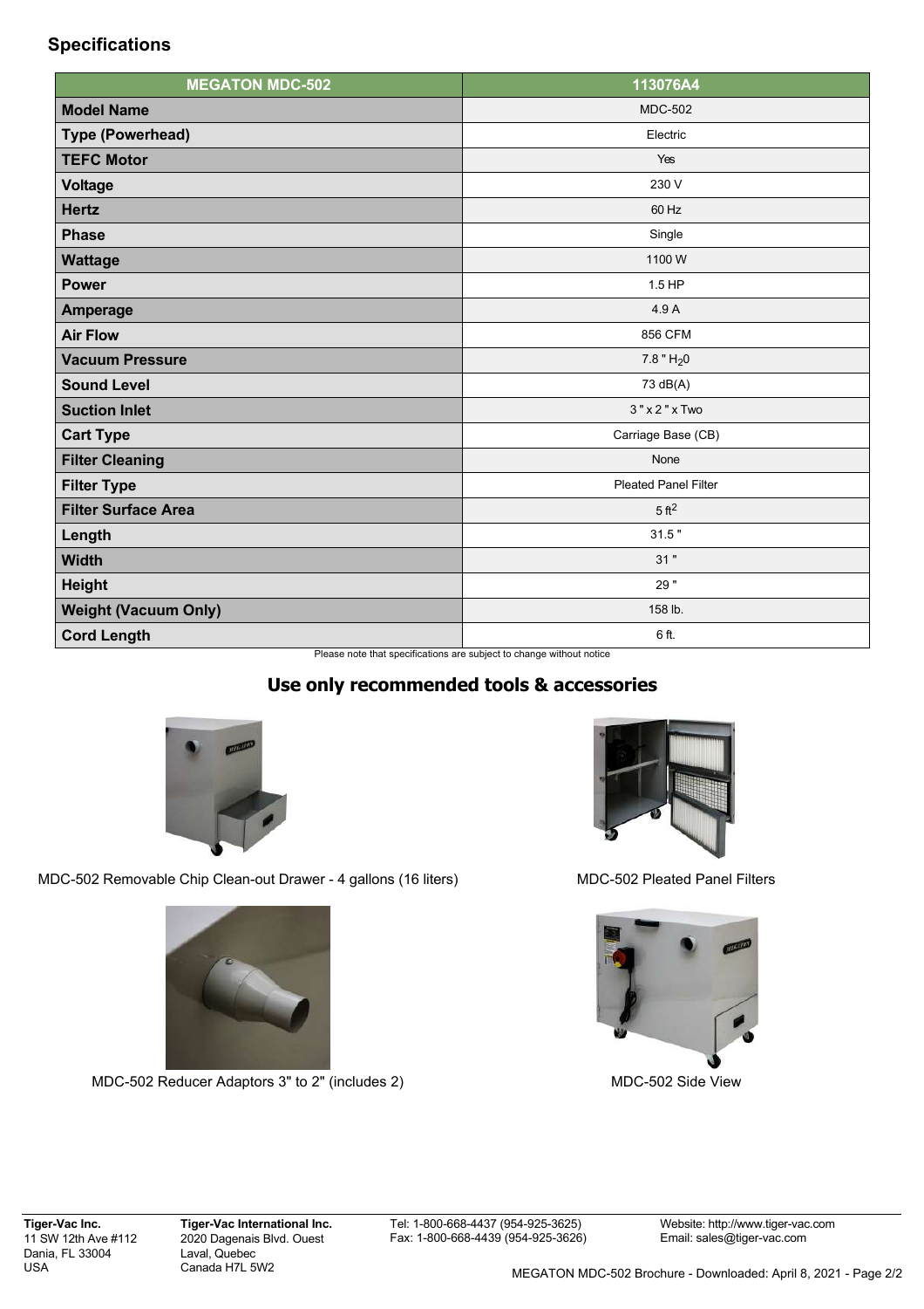## Specifications

| MEGATON MDC-502 | 113076A4 |
|---|---|
| **Model Name** | MDC-502 |
| **Type (Powerhead)** | Electric |
| **TEFC Motor** | Yes |
| **Voltage** | 230 V |
| **Hertz** | 60 Hz |
| **Phase** | Single |
| **Wattage** | 1100 W |
| **Power** | 1.5 HP |
| **Amperage** | 4.9 A |
| **Air Flow** | 856 CFM |
| **Vacuum Pressure** | 7.8 " $H_2O$ |
| **Sound Level** | 73 dB(A) |
| **Suction Inlet** | 3 " x 2 " x Two |
| **Cart Type** | Carriage Base (CB) |
| **Filter Cleaning** | None |
| **Filter Type** | Pleated Panel Filter |
| **Filter Surface Area** | 5 $ft^2$ |
| **Length** | 31.5 " |
| **Width** | 31 " |
| **Height** | 29 " |
| **Weight (Vacuum Only)** | 158 lb. |
| **Cord Length** | 6 ft. |

Please note that specifications are subject to change without notice

## Use only recommended tools & accessories

MDC-502 Removable Chip Clean-out Drawer - 4 gallons (16 liters)

MDC-502 Pleated Panel Filters

MDC-502 Reducer Adaptors 3" to 2" (includes 2)

MDC-502 Side View

**Tiger-Vac Inc.**
11 SW 12th Ave #112
Dania, FL 33004
USA

**Tiger-Vac International Inc.**
2020 Dagenais Blvd. Ouest
Laval, Quebec
Canada H7L 5W2

Tel: 1-800-668-4437 (954-925-3625)
Fax: 1-800-668-4439 (954-925-3626)

Website: http://www.tiger-vac.com
Email: sales@tiger-vac.com